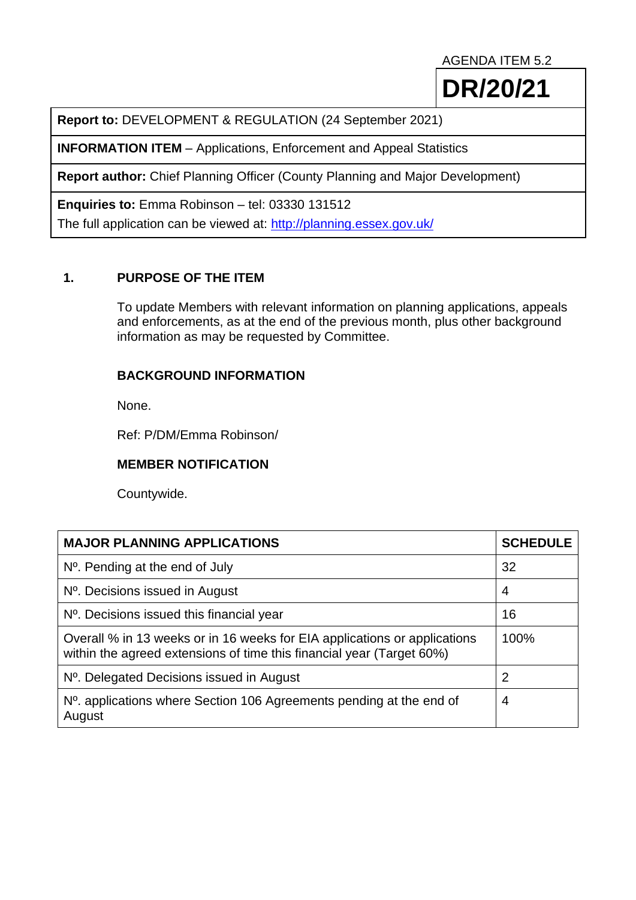AGENDA ITEM 5.2

# DR/20/21

| | |
|---|---|
| **Report to:** DEVELOPMENT & REGULATION (24 September 2021) | |
| **INFORMATION ITEM** – Applications, Enforcement and Appeal Statistics | |
| **Report author:** Chief Planning Officer (County Planning and Major Development) | |
| **Enquiries to:** Emma Robinson – tel: 03330 131512<br>The full application can be viewed at: http://planning.essex.gov.uk/ | |

## 1. PURPOSE OF THE ITEM

To update Members with relevant information on planning applications, appeals and enforcements, as at the end of the previous month, plus other background information as may be requested by Committee.

### BACKGROUND INFORMATION

None.

Ref: P/DM/Emma Robinson/

### MEMBER NOTIFICATION

Countywide.

| MAJOR PLANNING APPLICATIONS | SCHEDULE |
|---|---|
| Nº. Pending at the end of July | 32 |
| Nº. Decisions issued in August | 4 |
| Nº. Decisions issued this financial year | 16 |
| Overall % in 13 weeks or in 16 weeks for EIA applications or applications within the agreed extensions of time this financial year (Target 60%) | 100% |
| Nº. Delegated Decisions issued in August | 2 |
| Nº. applications where Section 106 Agreements pending at the end of August | 4 |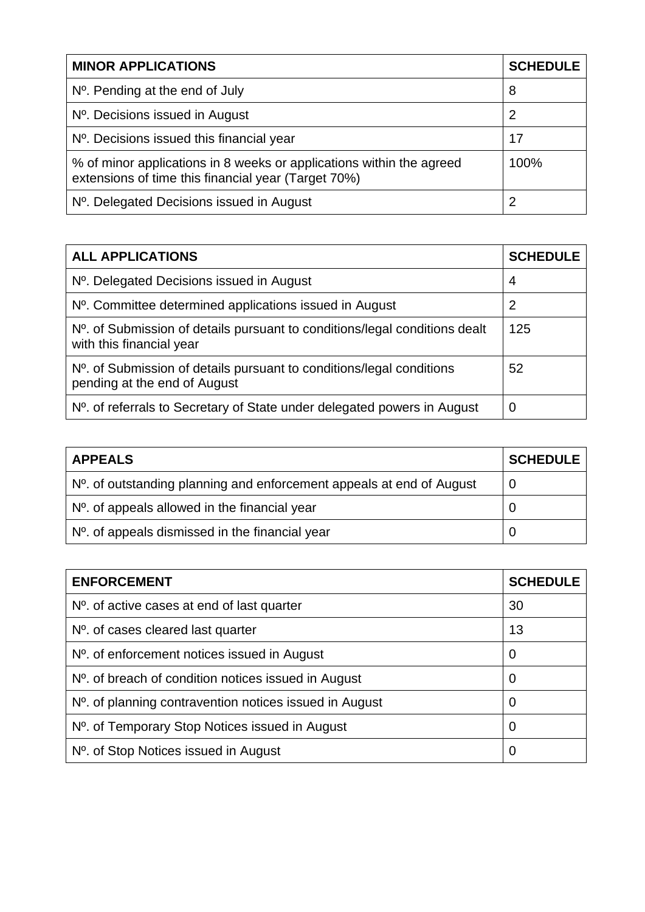| MINOR APPLICATIONS | SCHEDULE |
|---|---|
| Nº. Pending at the end of July | 8 |
| Nº. Decisions issued in August | 2 |
| Nº. Decisions issued this financial year | 17 |
| % of minor applications in 8 weeks or applications within the agreed extensions of time this financial year (Target 70%) | 100% |
| Nº. Delegated Decisions issued in August | 2 |

| ALL APPLICATIONS | SCHEDULE |
|---|---|
| Nº. Delegated Decisions issued in August | 4 |
| Nº. Committee determined applications issued in August | 2 |
| Nº. of Submission of details pursuant to conditions/legal conditions dealt with this financial year | 125 |
| Nº. of Submission of details pursuant to conditions/legal conditions pending at the end of August | 52 |
| Nº. of referrals to Secretary of State under delegated powers in August | 0 |

| APPEALS | SCHEDULE |
|---|---|
| Nº. of outstanding planning and enforcement appeals at end of August | 0 |
| Nº. of appeals allowed in the financial year | 0 |
| Nº. of appeals dismissed in the financial year | 0 |

| ENFORCEMENT | SCHEDULE |
|---|---|
| Nº. of active cases at end of last quarter | 30 |
| Nº. of cases cleared last quarter | 13 |
| Nº. of enforcement notices issued in August | 0 |
| Nº. of breach of condition notices issued in August | 0 |
| Nº. of planning contravention notices issued in August | 0 |
| Nº. of Temporary Stop Notices issued in August | 0 |
| Nº. of Stop Notices issued in August | 0 |